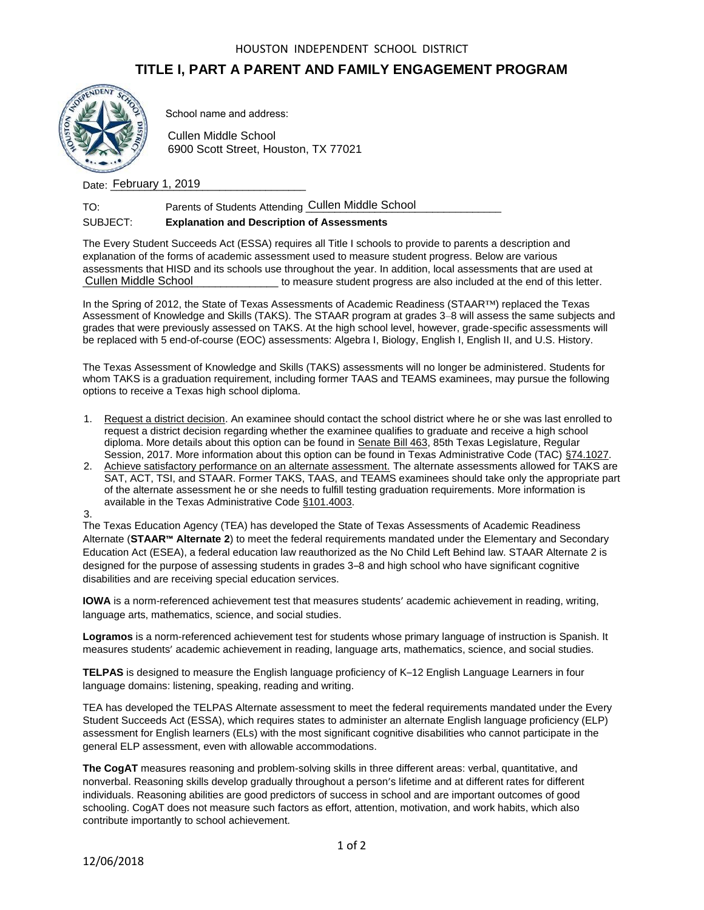HOUSTON INDEPENDENT SCHOOL DISTRICT

# TITLE I, PART A PARENT AND FAMILY ENGAGEMENT PROGRAM

School name and address:

Cullen Middle School
6900 Scott Street, Houston, TX 77021

Date: February 1, 2019

TO: Parents of Students Attending Cullen Middle School

SUBJECT: **Explanation and Description of Assessments**

The Every Student Succeeds Act (ESSA) requires all Title I schools to provide to parents a description and explanation of the forms of academic assessment used to measure student progress. Below are various assessments that HISD and its schools use throughout the year. In addition, local assessments that are used at Cullen Middle School to measure student progress are also included at the end of this letter.

In the Spring of 2012, the State of Texas Assessments of Academic Readiness (STAAR™) replaced the Texas Assessment of Knowledge and Skills (TAKS). The STAAR program at grades 3–8 will assess the same subjects and grades that were previously assessed on TAKS. At the high school level, however, grade-specific assessments will be replaced with 5 end-of-course (EOC) assessments: Algebra I, Biology, English I, English II, and U.S. History.

The Texas Assessment of Knowledge and Skills (TAKS) assessments will no longer be administered. Students for whom TAKS is a graduation requirement, including former TAAS and TEAMS examinees, may pursue the following options to receive a Texas high school diploma.

1. Request a district decision. An examinee should contact the school district where he or she was last enrolled to request a district decision regarding whether the examinee qualifies to graduate and receive a high school diploma. More details about this option can be found in Senate Bill 463, 85th Texas Legislature, Regular Session, 2017. More information about this option can be found in Texas Administrative Code (TAC) §74.1027.
2. Achieve satisfactory performance on an alternate assessment. The alternate assessments allowed for TAKS are SAT, ACT, TSI, and STAAR. Former TAKS, TAAS, and TEAMS examinees should take only the appropriate part of the alternate assessment he or she needs to fulfill testing graduation requirements. More information is available in the Texas Administrative Code §101.4003.
3.

The Texas Education Agency (TEA) has developed the State of Texas Assessments of Academic Readiness Alternate (**STAAR™ Alternate 2**) to meet the federal requirements mandated under the Elementary and Secondary Education Act (ESEA), a federal education law reauthorized as the No Child Left Behind law. STAAR Alternate 2 is designed for the purpose of assessing students in grades 3–8 and high school who have significant cognitive disabilities and are receiving special education services.

**IOWA** is a norm-referenced achievement test that measures students' academic achievement in reading, writing, language arts, mathematics, science, and social studies.

**Logramos** is a norm-referenced achievement test for students whose primary language of instruction is Spanish. It measures students' academic achievement in reading, language arts, mathematics, science, and social studies.

**TELPAS** is designed to measure the English language proficiency of K–12 English Language Learners in four language domains: listening, speaking, reading and writing.

TEA has developed the TELPAS Alternate assessment to meet the federal requirements mandated under the Every Student Succeeds Act (ESSA), which requires states to administer an alternate English language proficiency (ELP) assessment for English learners (ELs) with the most significant cognitive disabilities who cannot participate in the general ELP assessment, even with allowable accommodations.

**The CogAT** measures reasoning and problem-solving skills in three different areas: verbal, quantitative, and nonverbal. Reasoning skills develop gradually throughout a person's lifetime and at different rates for different individuals. Reasoning abilities are good predictors of success in school and are important outcomes of good schooling. CogAT does not measure such factors as effort, attention, motivation, and work habits, which also contribute importantly to school achievement.

12/06/2018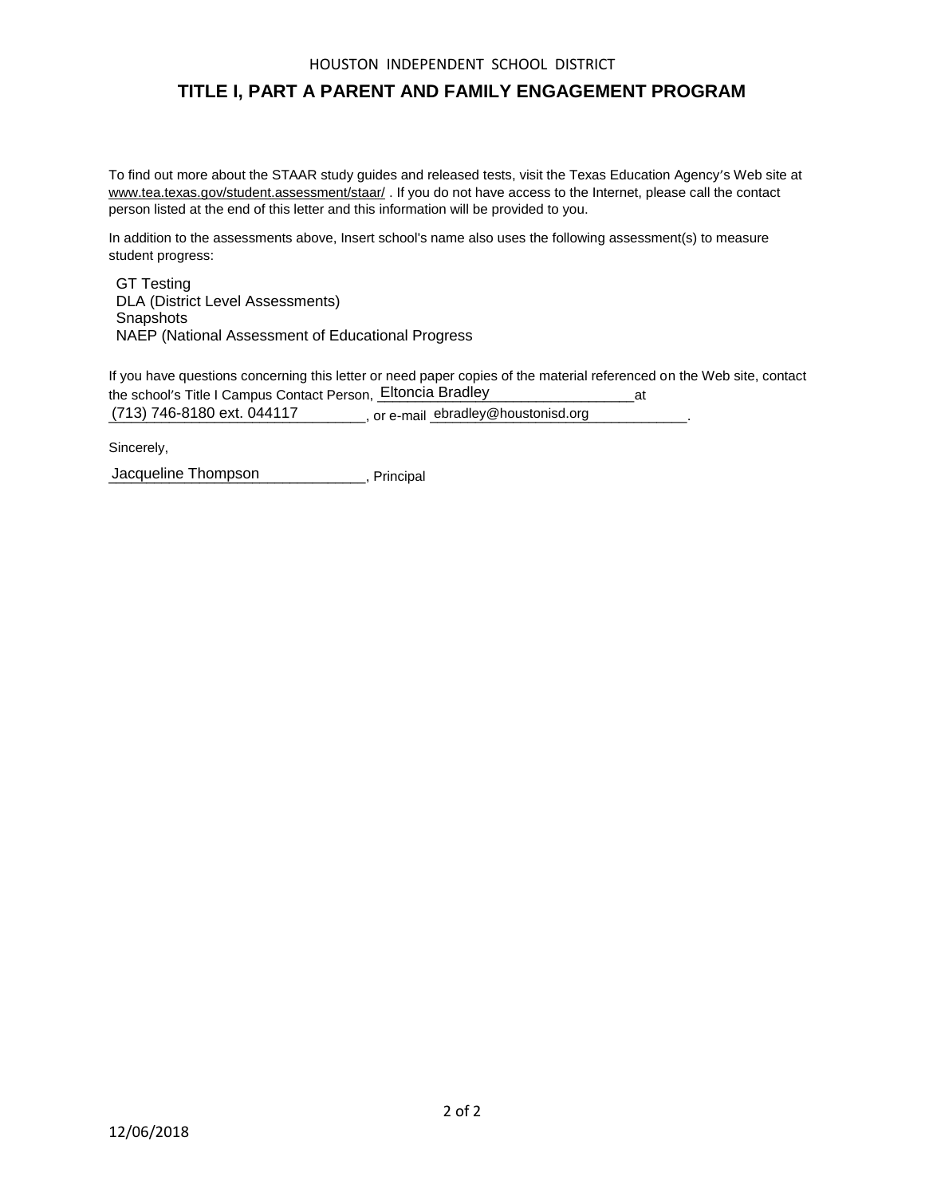HOUSTON INDEPENDENT SCHOOL DISTRICT

## TITLE I, PART A PARENT AND FAMILY ENGAGEMENT PROGRAM

To find out more about the STAAR study guides and released tests, visit the Texas Education Agency's Web site at www.tea.texas.gov/student.assessment/staar/ . If you do not have access to the Internet, please call the contact person listed at the end of this letter and this information will be provided to you.

In addition to the assessments above, Insert school's name also uses the following assessment(s) to measure student progress:

GT Testing
DLA (District Level Assessments)
Snapshots
NAEP (National Assessment of Educational Progress

If you have questions concerning this letter or need paper copies of the material referenced on the Web site, contact the school's Title I Campus Contact Person, Eltoncia Bradley at (713) 746-8180 ext. 044117, or e-mail ebradley@houstonisd.org.

Sincerely,

Jacqueline Thompson, Principal

12/06/2018